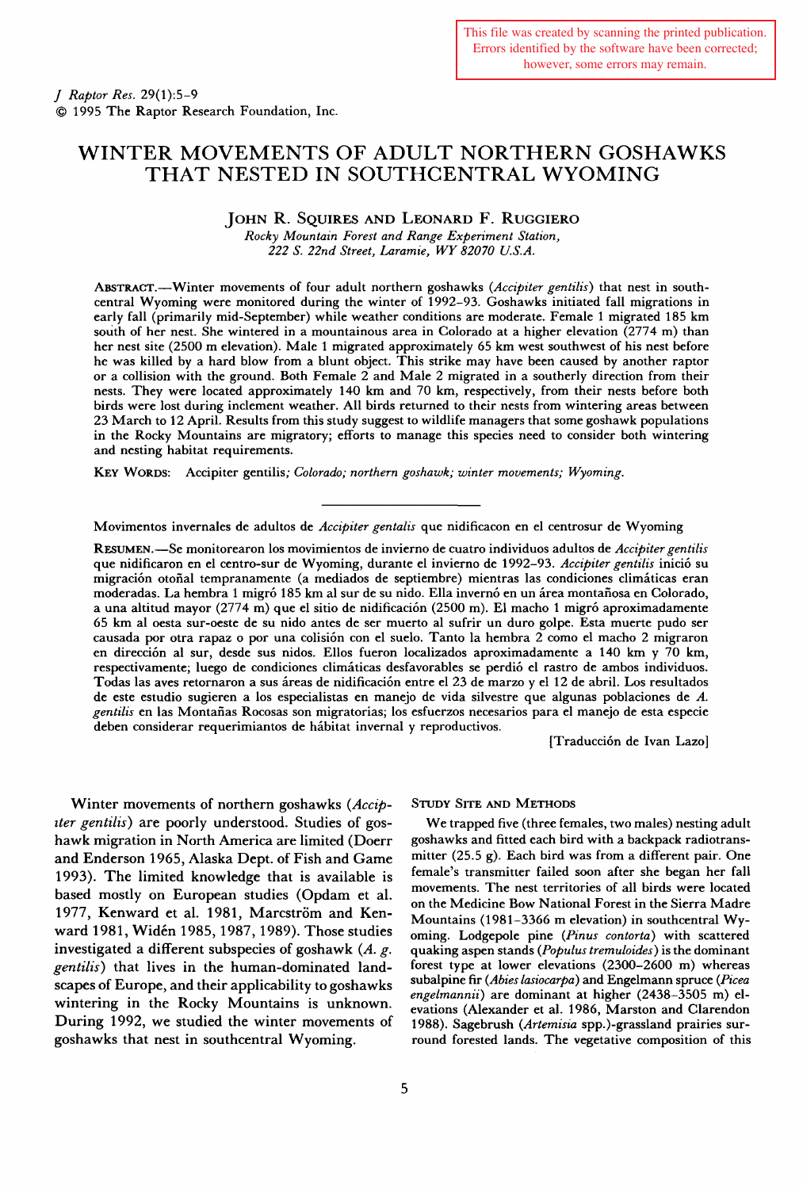This file was created by scanning the printed publication. Errors identified by the software have been corrected; however, some errors may remain.

*J Raptor Res.* 29(1):5–9
© 1995 The Raptor Research Foundation, Inc.

# WINTER MOVEMENTS OF ADULT NORTHERN GOSHAWKS THAT NESTED IN SOUTHCENTRAL WYOMING

JOHN R. SQUIRES AND LEONARD F. RUGGIERO

*Rocky Mountain Forest and Range Experiment Station, 222 S. 22nd Street, Laramie, WY 82070 U.S.A.*

ABSTRACT.—Winter movements of four adult northern goshawks (*Accipiter gentilis*) that nest in south-central Wyoming were monitored during the winter of 1992–93. Goshawks initiated fall migrations in early fall (primarily mid-September) while weather conditions are moderate. Female 1 migrated 185 km south of her nest. She wintered in a mountainous area in Colorado at a higher elevation (2774 m) than her nest site (2500 m elevation). Male 1 migrated approximately 65 km west southwest of his nest before he was killed by a hard blow from a blunt object. This strike may have been caused by another raptor or a collision with the ground. Both Female 2 and Male 2 migrated in a southerly direction from their nests. They were located approximately 140 km and 70 km, respectively, from their nests before both birds were lost during inclement weather. All birds returned to their nests from wintering areas between 23 March to 12 April. Results from this study suggest to wildlife managers that some goshawk populations in the Rocky Mountains are migratory; efforts to manage this species need to consider both wintering and nesting habitat requirements.

KEY WORDS: Accipiter gentilis; *Colorado; northern goshawk; winter movements; Wyoming.*

---

Movimentos invernales de adultos de *Accipiter gentalis* que nidificacon en el centrosur de Wyoming

RESUMEN.—Se monitorearon los movimientos de invierno de cuatro individuos adultos de *Accipiter gentilis* que nidificaron en el centro-sur de Wyoming, durante el invierno de 1992–93. *Accipiter gentilis* inició su migración otoñal tempranamente (a mediados de septiembre) mientras las condiciones climáticas eran moderadas. La hembra 1 migró 185 km al sur de su nido. Ella invernó en un área montañosa en Colorado, a una altitud mayor (2774 m) que el sitio de nidificación (2500 m). El macho 1 migró aproximadamente 65 km al oesta sur-oeste de su nido antes de ser muerto al sufrir un duro golpe. Esta muerte pudo ser causada por otra rapaz o por una colisión con el suelo. Tanto la hembra 2 como el macho 2 migraron en dirección al sur, desde sus nidos. Ellos fueron localizados aproximadamente a 140 km y 70 km, respectivamente; luego de condiciones climáticas desfavorables se perdió el rastro de ambos individuos. Todas las aves retornaron a sus áreas de nidificación entre el 23 de marzo y el 12 de abril. Los resultados de este estudio sugieren a los especialistas en manejo de vida silvestre que algunas poblaciones de *A. gentilis* en las Montañas Rocosas son migratorias; los esfuerzos necesarios para el manejo de esta especie deben considerar requerimiantos de hábitat invernal y reproductivos.

[Traducción de Ivan Lazo]

Winter movements of northern goshawks (*Accipiter gentilis*) are poorly understood. Studies of goshawk migration in North America are limited (Doerr and Enderson 1965, Alaska Dept. of Fish and Game 1993). The limited knowledge that is available is based mostly on European studies (Opdam et al. 1977, Kenward et al. 1981, Marcström and Kenward 1981, Widén 1985, 1987, 1989). Those studies investigated a different subspecies of goshawk (*A. g. gentilis*) that lives in the human-dominated landscapes of Europe, and their applicability to goshawks wintering in the Rocky Mountains is unknown. During 1992, we studied the winter movements of goshawks that nest in southcentral Wyoming.

## STUDY SITE AND METHODS

We trapped five (three females, two males) nesting adult goshawks and fitted each bird with a backpack radiotransmitter (25.5 g). Each bird was from a different pair. One female's transmitter failed soon after she began her fall movements. The nest territories of all birds were located on the Medicine Bow National Forest in the Sierra Madre Mountains (1981–3366 m elevation) in southcentral Wyoming. Lodgepole pine (*Pinus contorta*) with scattered quaking aspen stands (*Populus tremuloides*) is the dominant forest type at lower elevations (2300–2600 m) whereas subalpine fir (*Abies lasiocarpa*) and Engelmann spruce (*Picea engelmannii*) are dominant at higher (2438–3505 m) elevations (Alexander et al. 1986, Marston and Clarendon 1988). Sagebrush (*Artemisia* spp.)-grassland prairies surround forested lands. The vegetative composition of this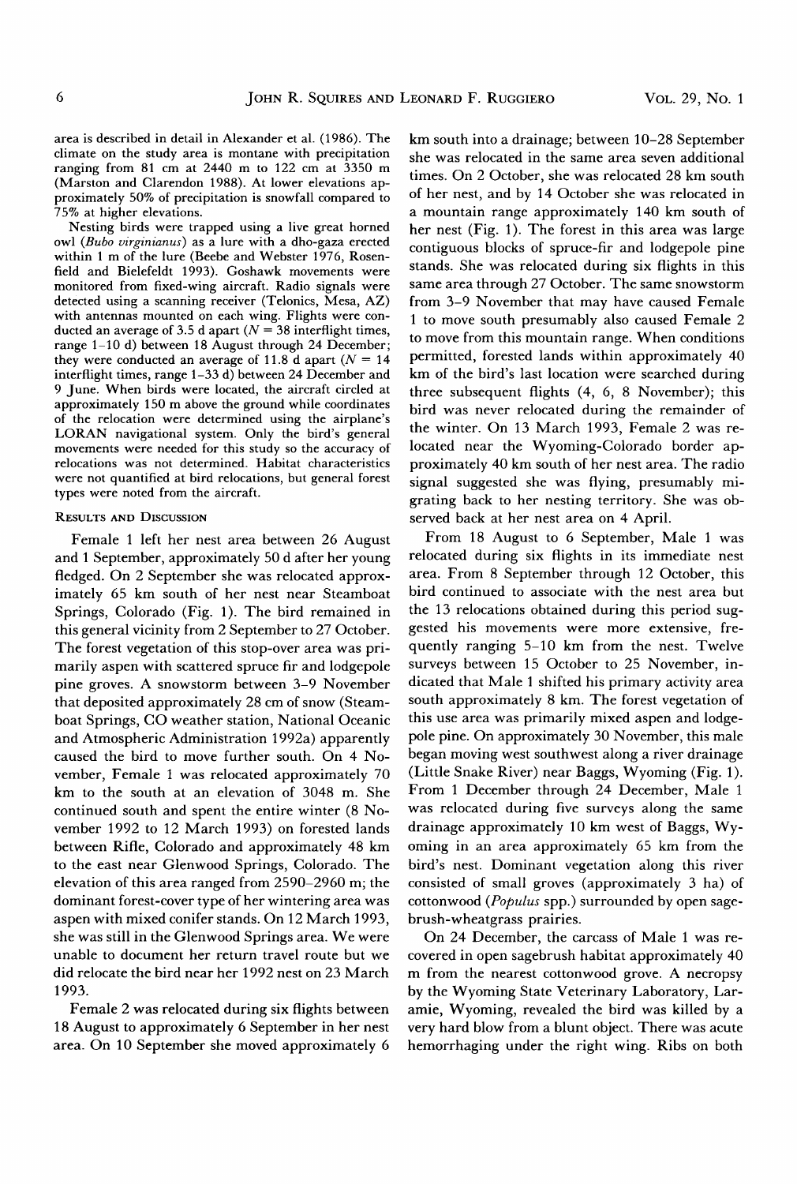area is described in detail in Alexander et al. (1986). The climate on the study area is montane with precipitation ranging from 81 cm at 2440 m to 122 cm at 3350 m (Marston and Clarendon 1988). At lower elevations approximately 50% of precipitation is snowfall compared to 75% at higher elevations.

Nesting birds were trapped using a live great horned owl (*Bubo virginianus*) as a lure with a dho-gaza erected within 1 m of the lure (Beebe and Webster 1976, Rosenfield and Bielefeldt 1993). Goshawk movements were monitored from fixed-wing aircraft. Radio signals were detected using a scanning receiver (Telonics, Mesa, AZ) with antennas mounted on each wing. Flights were conducted an average of 3.5 d apart ($N = 38$ interflight times, range 1–10 d) between 18 August through 24 December; they were conducted an average of 11.8 d apart ($N = 14$ interflight times, range 1–33 d) between 24 December and 9 June. When birds were located, the aircraft circled at approximately 150 m above the ground while coordinates of the relocation were determined using the airplane's LORAN navigational system. Only the bird's general movements were needed for this study so the accuracy of relocations was not determined. Habitat characteristics were not quantified at bird relocations, but general forest types were noted from the aircraft.

## Results and Discussion

Female 1 left her nest area between 26 August and 1 September, approximately 50 d after her young fledged. On 2 September she was relocated approximately 65 km south of her nest near Steamboat Springs, Colorado (Fig. 1). The bird remained in this general vicinity from 2 September to 27 October. The forest vegetation of this stop-over area was primarily aspen with scattered spruce fir and lodgepole pine groves. A snowstorm between 3–9 November that deposited approximately 28 cm of snow (Steamboat Springs, CO weather station, National Oceanic and Atmospheric Administration 1992a) apparently caused the bird to move further south. On 4 November, Female 1 was relocated approximately 70 km to the south at an elevation of 3048 m. She continued south and spent the entire winter (8 November 1992 to 12 March 1993) on forested lands between Rifle, Colorado and approximately 48 km to the east near Glenwood Springs, Colorado. The elevation of this area ranged from 2590–2960 m; the dominant forest-cover type of her wintering area was aspen with mixed conifer stands. On 12 March 1993, she was still in the Glenwood Springs area. We were unable to document her return travel route but we did relocate the bird near her 1992 nest on 23 March 1993.

Female 2 was relocated during six flights between 18 August to approximately 6 September in her nest area. On 10 September she moved approximately 6 km south into a drainage; between 10–28 September she was relocated in the same area seven additional times. On 2 October, she was relocated 28 km south of her nest, and by 14 October she was relocated in a mountain range approximately 140 km south of her nest (Fig. 1). The forest in this area was large contiguous blocks of spruce-fir and lodgepole pine stands. She was relocated during six flights in this same area through 27 October. The same snowstorm from 3–9 November that may have caused Female 1 to move south presumably also caused Female 2 to move from this mountain range. When conditions permitted, forested lands within approximately 40 km of the bird's last location were searched during three subsequent flights (4, 6, 8 November); this bird was never relocated during the remainder of the winter. On 13 March 1993, Female 2 was relocated near the Wyoming-Colorado border approximately 40 km south of her nest area. The radio signal suggested she was flying, presumably migrating back to her nesting territory. She was observed back at her nest area on 4 April.

From 18 August to 6 September, Male 1 was relocated during six flights in its immediate nest area. From 8 September through 12 October, this bird continued to associate with the nest area but the 13 relocations obtained during this period suggested his movements were more extensive, frequently ranging 5–10 km from the nest. Twelve surveys between 15 October to 25 November, indicated that Male 1 shifted his primary activity area south approximately 8 km. The forest vegetation of this use area was primarily mixed aspen and lodgepole pine. On approximately 30 November, this male began moving west southwest along a river drainage (Little Snake River) near Baggs, Wyoming (Fig. 1). From 1 December through 24 December, Male 1 was relocated during five surveys along the same drainage approximately 10 km west of Baggs, Wyoming in an area approximately 65 km from the bird's nest. Dominant vegetation along this river consisted of small groves (approximately 3 ha) of cottonwood (*Populus* spp.) surrounded by open sagebrush-wheatgrass prairies.

On 24 December, the carcass of Male 1 was recovered in open sagebrush habitat approximately 40 m from the nearest cottonwood grove. A necropsy by the Wyoming State Veterinary Laboratory, Laramie, Wyoming, revealed the bird was killed by a very hard blow from a blunt object. There was acute hemorrhaging under the right wing. Ribs on both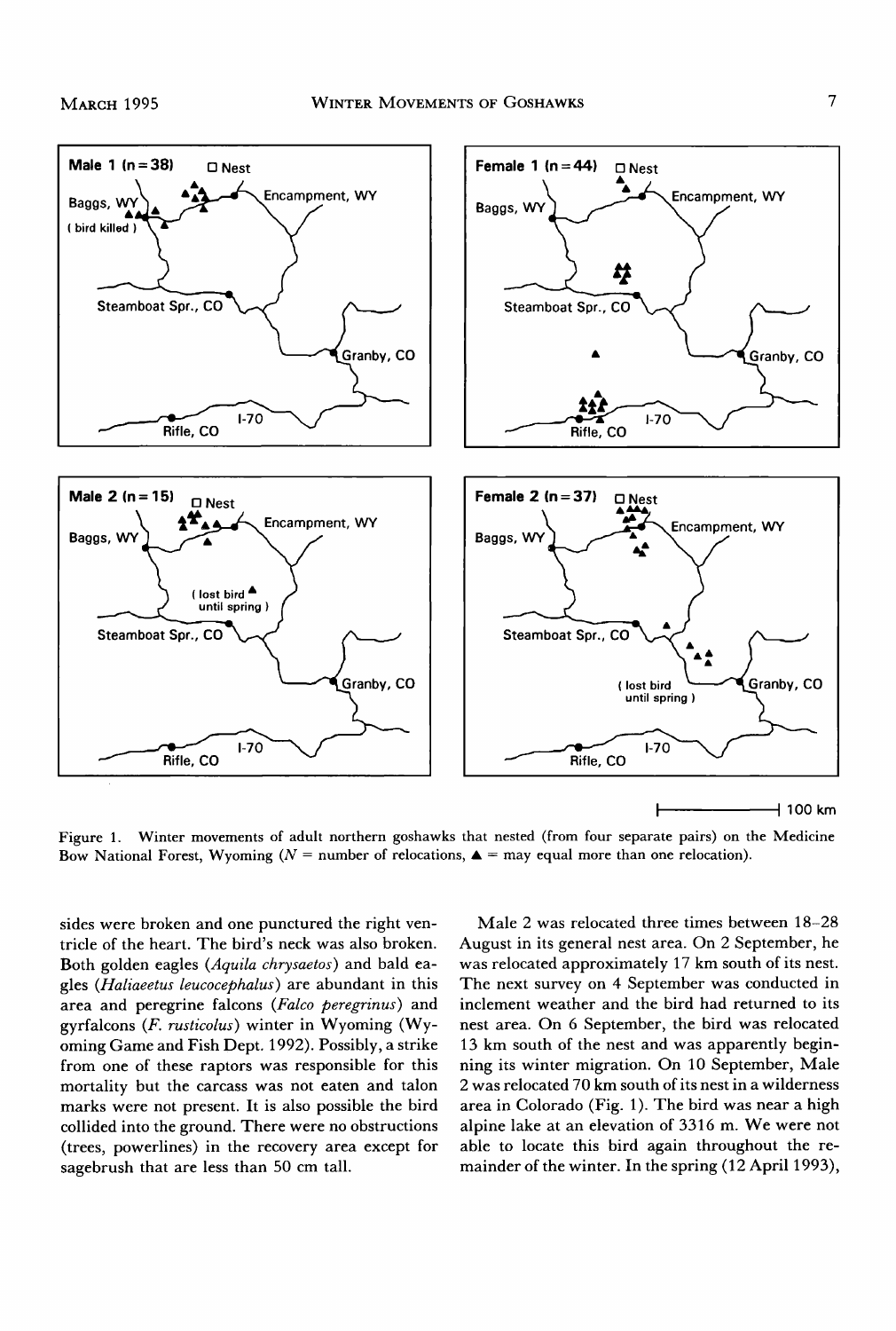Figure 1. Winter movements of adult northern goshawks that nested (from four separate pairs) on the Medicine Bow National Forest, Wyoming ($N$ = number of relocations, ▲ = may equal more than one relocation).

sides were broken and one punctured the right ventricle of the heart. The bird's neck was also broken. Both golden eagles (*Aquila chrysaetos*) and bald eagles (*Haliaeetus leucocephalus*) are abundant in this area and peregrine falcons (*Falco peregrinus*) and gyrfalcons (*F. rusticolus*) winter in Wyoming (Wyoming Game and Fish Dept. 1992). Possibly, a strike from one of these raptors was responsible for this mortality but the carcass was not eaten and talon marks were not present. It is also possible the bird collided into the ground. There were no obstructions (trees, powerlines) in the recovery area except for sagebrush that are less than 50 cm tall.

Male 2 was relocated three times between 18–28 August in its general nest area. On 2 September, he was relocated approximately 17 km south of its nest. The next survey on 4 September was conducted in inclement weather and the bird had returned to its nest area. On 6 September, the bird was relocated 13 km south of the nest and was apparently beginning its winter migration. On 10 September, Male 2 was relocated 70 km south of its nest in a wilderness area in Colorado (Fig. 1). The bird was near a high alpine lake at an elevation of 3316 m. We were not able to locate this bird again throughout the remainder of the winter. In the spring (12 April 1993),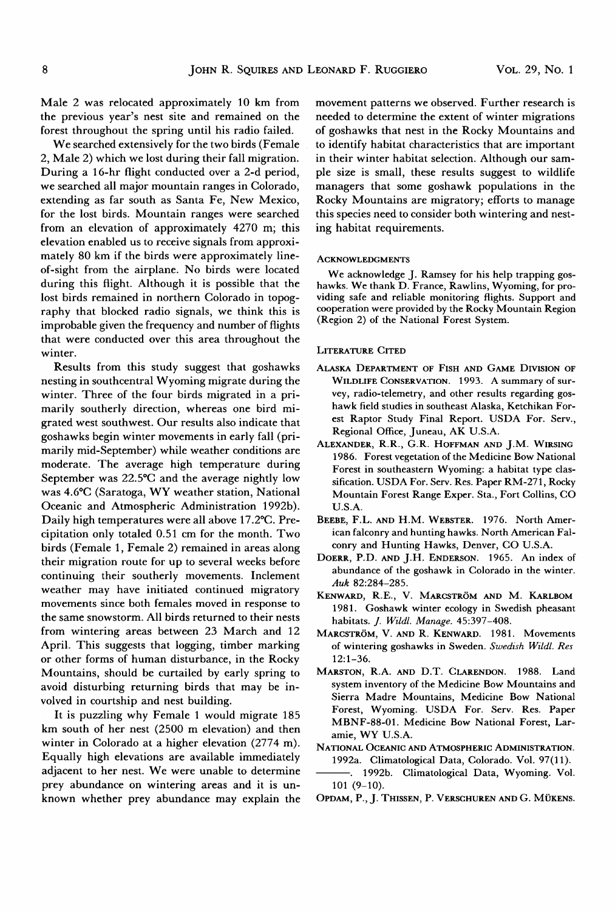Male 2 was relocated approximately 10 km from the previous year's nest site and remained on the forest throughout the spring until his radio failed.

We searched extensively for the two birds (Female 2, Male 2) which we lost during their fall migration. During a 16-hr flight conducted over a 2-d period, we searched all major mountain ranges in Colorado, extending as far south as Santa Fe, New Mexico, for the lost birds. Mountain ranges were searched from an elevation of approximately 4270 m; this elevation enabled us to receive signals from approximately 80 km if the birds were approximately line-of-sight from the airplane. No birds were located during this flight. Although it is possible that the lost birds remained in northern Colorado in topography that blocked radio signals, we think this is improbable given the frequency and number of flights that were conducted over this area throughout the winter.

Results from this study suggest that goshawks nesting in southcentral Wyoming migrate during the winter. Three of the four birds migrated in a primarily southerly direction, whereas one bird migrated west southwest. Our results also indicate that goshawks begin winter movements in early fall (primarily mid-September) while weather conditions are moderate. The average high temperature during September was 22.5°C and the average nightly low was 4.6°C (Saratoga, WY weather station, National Oceanic and Atmospheric Administration 1992b). Daily high temperatures were all above 17.2°C. Precipitation only totaled 0.51 cm for the month. Two birds (Female 1, Female 2) remained in areas along their migration route for up to several weeks before continuing their southerly movements. Inclement weather may have initiated continued migratory movements since both females moved in response to the same snowstorm. All birds returned to their nests from wintering areas between 23 March and 12 April. This suggests that logging, timber marking or other forms of human disturbance, in the Rocky Mountains, should be curtailed by early spring to avoid disturbing returning birds that may be involved in courtship and nest building.

It is puzzling why Female 1 would migrate 185 km south of her nest (2500 m elevation) and then winter in Colorado at a higher elevation (2774 m). Equally high elevations are available immediately adjacent to her nest. We were unable to determine prey abundance on wintering areas and it is unknown whether prey abundance may explain the movement patterns we observed. Further research is needed to determine the extent of winter migrations of goshawks that nest in the Rocky Mountains and to identify habitat characteristics that are important in their winter habitat selection. Although our sample size is small, these results suggest to wildlife managers that some goshawk populations in the Rocky Mountains are migratory; efforts to manage this species need to consider both wintering and nesting habitat requirements.

## Acknowledgments

We acknowledge J. Ramsey for his help trapping goshawks. We thank D. France, Rawlins, Wyoming, for providing safe and reliable monitoring flights. Support and cooperation were provided by the Rocky Mountain Region (Region 2) of the National Forest System.

## Literature Cited

Alaska Department of Fish and Game Division of Wildlife Conservation. 1993. A summary of survey, radio-telemetry, and other results regarding goshawk field studies in southeast Alaska, Ketchikan Forest Raptor Study Final Report. USDA For. Serv., Regional Office, Juneau, AK U.S.A.

Alexander, R.R., G.R. Hoffman and J.M. Wirsing 1986. Forest vegetation of the Medicine Bow National Forest in southeastern Wyoming: a habitat type classification. USDA For. Serv. Res. Paper RM-271, Rocky Mountain Forest Range Exper. Sta., Fort Collins, CO U.S.A.

Beebe, F.L. and H.M. Webster. 1976. North American falconry and hunting hawks. North American Falconry and Hunting Hawks, Denver, CO U.S.A.

Doerr, P.D. and J.H. Enderson. 1965. An index of abundance of the goshawk in Colorado in the winter. *Auk* 82:284–285.

Kenward, R.E., V. Marcström and M. Karlbom 1981. Goshawk winter ecology in Swedish pheasant habitats. *J. Wildl. Manage.* 45:397–408.

Marcström, V. and R. Kenward. 1981. Movements of wintering goshawks in Sweden. *Swedish Wildl. Res* 12:1–36.

Marston, R.A. and D.T. Clarendon. 1988. Land system inventory of the Medicine Bow Mountains and Sierra Madre Mountains, Medicine Bow National Forest, Wyoming. USDA For. Serv. Res. Paper MBNF-88-01. Medicine Bow National Forest, Laramie, WY U.S.A.

National Oceanic and Atmospheric Administration. 1992a. Climatological Data, Colorado. Vol. 97(11).

———. 1992b. Climatological Data, Wyoming. Vol. 101 (9–10).

Opdam, P., J. Thissen, P. Verschuren and G. Mükens.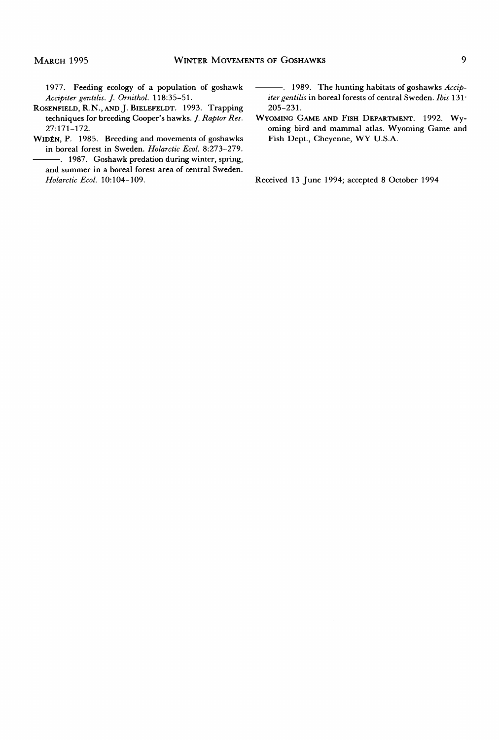1977. Feeding ecology of a population of goshawk *Accipiter gentilis*. *J. Ornithol.* 118:35–51.

ROSENFIELD, R.N., AND J. BIELEFELDT. 1993. Trapping techniques for breeding Cooper's hawks. *J. Raptor Res.* 27:171–172.

WIDÉN, P. 1985. Breeding and movements of goshawks in boreal forest in Sweden. *Holarctic Ecol.* 8:273–279.

———. 1987. Goshawk predation during winter, spring, and summer in a boreal forest area of central Sweden. *Holarctic Ecol.* 10:104–109.

———. 1989. The hunting habitats of goshawks *Accipiter gentilis* in boreal forests of central Sweden. *Ibis* 131·205–231.

WYOMING GAME AND FISH DEPARTMENT. 1992. Wyoming bird and mammal atlas. Wyoming Game and Fish Dept., Cheyenne, WY U.S.A.

Received 13 June 1994; accepted 8 October 1994